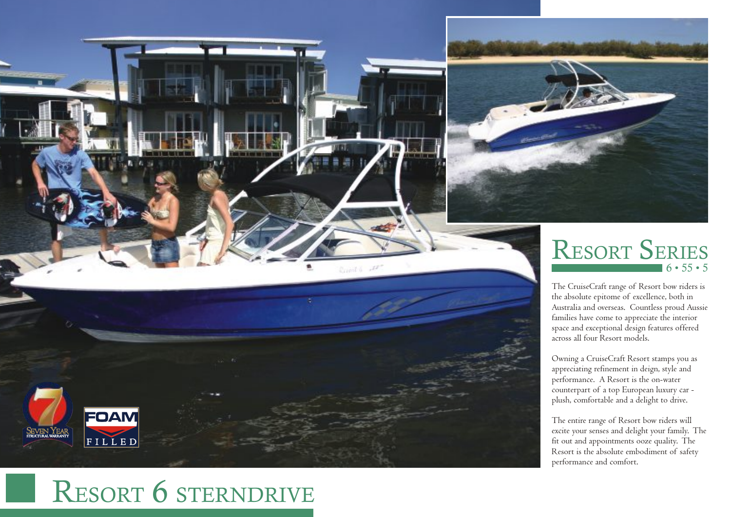# Resort Series

6 • 55 • 5

The CruiseCraft range of Resort bow riders is the absolute epitome of excellence, both in Australia and overseas. Countless proud Aussie families have come to appreciate the interior space and exceptional design features offered across all four Resort models.

Owning a CruiseCraft Resort stamps you as appreciating refinement in deign, style and performance. A Resort is the on-water counterpart of a top European luxury car - plush, comfortable and a delight to drive.

The entire range of Resort bow riders will excite your senses and delight your family. The fit out and appointments ooze quality. The Resort is the absolute embodiment of safety performance and comfort.

Seven Year Structural Warranty

Foam Filled

# Resort 6 sterndrive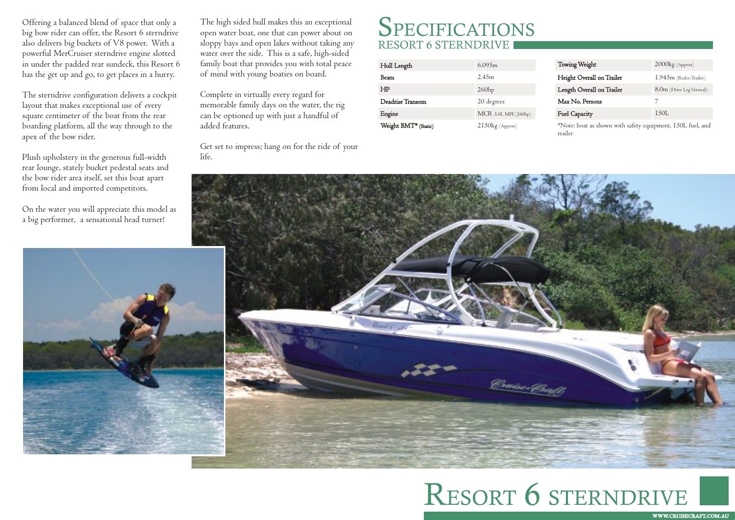Offering a balanced blend of space that only a big bow rider can offer, the Resort 6 sterndrive also delivers big buckets of V8 power. With a powerful MerCruiser sterndrive engine slotted in under the padded rear sundeck, this Resort 6 has the get up and go, to get places in a hurry.

The sterndrive configuration delivers a cockpit layout that makes exceptional use of every square centimeter of the boat from the rear boarding platform, all the way through to the apex of the bow rider.

Plush upholstery in the generous full-width rear lounge, stately bucket pedestal seats and the bow rider area itself, set this boat apart from local and imported competitors.

On the water you will appreciate this model as a big performer, a sensational head turner!

The high sided hull makes this an exceptional open water boat, one that can power about on sloppy bays and open lakes without taking any water over the side. This is a safe, high-sided family boat that provides you with total peace of mind with young boaties on board.

Complete in virtually every regard for memorable family days on the water, the rig can be optioned up with just a handful of added features.

Get set to impress; hang on for the ride of your life.

# Specifications

## Resort 6 Sterndrive

| | |
|---|---|
| Hull Length | 6.095m |
| Beam | 2.45m |
| HP | 260hp |
| Deadrise Transom | 20 degrees |
| Engine | MCR 5.0L MPI (260hp) |
| Weight BMT* (Static) | 2150kg (Approx) |

| | |
|---|---|
| Towing Weight | 2000kg (Approx) |
| Height Overall on Trailer | 1.945m (Redco Trailer) |
| Length Overall on Trailer | 8.0m (Drive Leg Vertical) |
| Max No. Persons | 7 |
| Fuel Capacity | 150L |

*Note: boat as shown with safety equipment, 150L fuel, and trailer

# Resort 6 Sterndrive

WWW.CRUISECRAFT.COM.AU